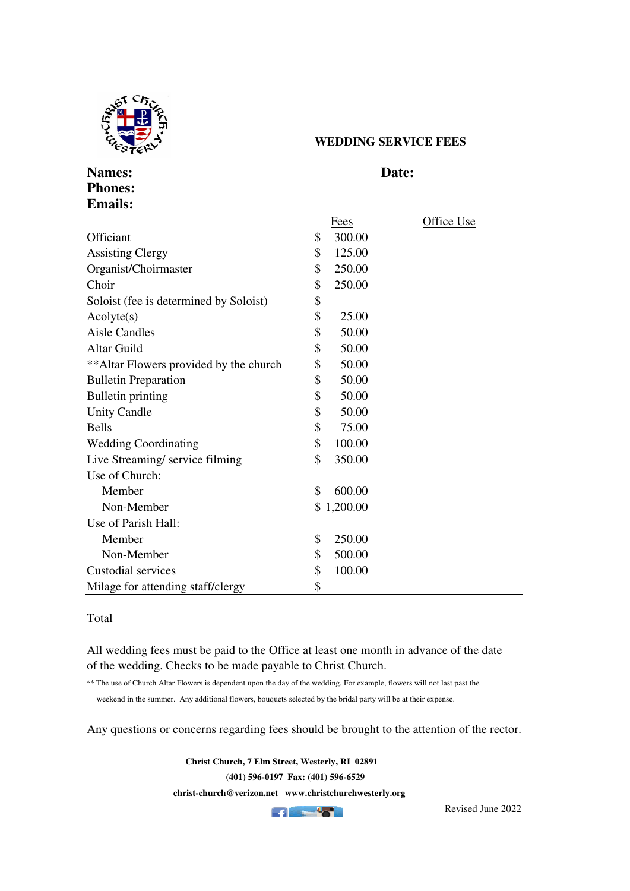## WEDDING SERVICE FEES

**Names:**
**Phones:**
**Emails:**

**Date:**

| | Fees | Office Use |
|---|---|---|
| Officiant | $ 300.00 | |
| Assisting Clergy | $ 125.00 | |
| Organist/Choirmaster | $ 250.00 | |
| Choir | $ 250.00 | |
| Soloist (fee is determined by Soloist) | $ | |
| Acolyte(s) | $ 25.00 | |
| Aisle Candles | $ 50.00 | |
| Altar Guild | $ 50.00 | |
| **Altar Flowers provided by the church | $ 50.00 | |
| Bulletin Preparation | $ 50.00 | |
| Bulletin printing | $ 50.00 | |
| Unity Candle | $ 50.00 | |
| Bells | $ 75.00 | |
| Wedding Coordinating | $ 100.00 | |
| Live Streaming/ service filming | $ 350.00 | |
| Use of Church: | | |
| Member | $ 600.00 | |
| Non-Member | $ 1,200.00 | |
| Use of Parish Hall: | | |
| Member | $ 250.00 | |
| Non-Member | $ 500.00 | |
| Custodial services | $ 100.00 | |
| Milage for attending staff/clergy | $ | |

Total

All wedding fees must be paid to the Office at least one month in advance of the date of the wedding. Checks to be made payable to Christ Church.

** The use of Church Altar Flowers is dependent upon the day of the wedding. For example, flowers will not last past the weekend in the summer. Any additional flowers, bouquets selected by the bridal party will be at their expense.

Any questions or concerns regarding fees should be brought to the attention of the rector.

**Christ Church, 7 Elm Street, Westerly, RI 02891**
**(401) 596-0197 Fax: (401) 596-6529**
**christ-church@verizon.net www.christchurchwesterly.org**

Revised June 2022